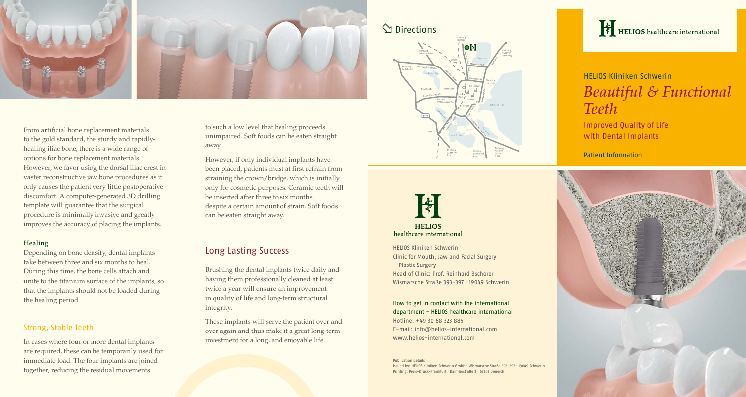From artificial bone replacement materials to the gold standard, the sturdy and rapidly-healing iliac bone, there is a wide range of options for bone replacement materials. However, we favor using the dorsal iliac crest in vaster reconstructive jaw bone procedures as it only causes the patient very little postoperative discomfort. A computer-generated 3D drilling template will guarantee that the surgical procedure is minimally invasive and greatly improves the accuracy of placing the implants.

**Healing**

Depending on bone density, dental implants take between three and six months to heal. During this time, the bone cells attach and unite to the titanium surface of the implants, so that the implants should not be loaded during the healing period.

## Strong, Stable Teeth

In cases where four or more dental implants are required, these can be temporarily used for immediate load. The four implants are joined together, reducing the residual movements to such a low level that healing proceeds unimpaired. Soft foods can be eaten straight away.

However, if only individual implants have been placed, patients must at first refrain from straining the crown/bridge, which is initially only for cosmetic purposes. Ceramic teeth will be inserted after three to six months. despite a certain amount of strain. Soft foods can be eaten straight away.

## Long Lasting Success

Brushing the dental implants twice daily and having them professionally cleaned at least twice a year will ensure an improvement in quality of life and long-term structural integrity.

These implants will serve the patient over and over again and thus make it a great long-term investment for a long, and enjoyable life.

## Directions

HELIOS healthcare international

HELIOS Kliniken Schwerin
Clinic for Mouth, Jaw and Facial Surgery
– Plastic Surgery –
Head of Clinic: Prof. Reinhard Bschorer
Wismarsche Straße 393–397 · 19049 Schwerin

How to get in contact with the international department – HELIOS healthcare international
Hotline: +49 30 68 323 885
E-mail: info@helios-international.com
www.helios-international.com

Publication Details
Issued by: HELIOS Kliniken Schwerin GmbH · Wismarsche Straße 393–397 · 19049 Schwerin
Printing: Preis-Druck-Frankfurt · Daimlerstraße 3 · 63303 Dreieich

HELIOS healthcare international

HELIOS Kliniken Schwerin

# *Beautiful & Functional Teeth*

Improved Quality of Life with Dental Implants

Patient Information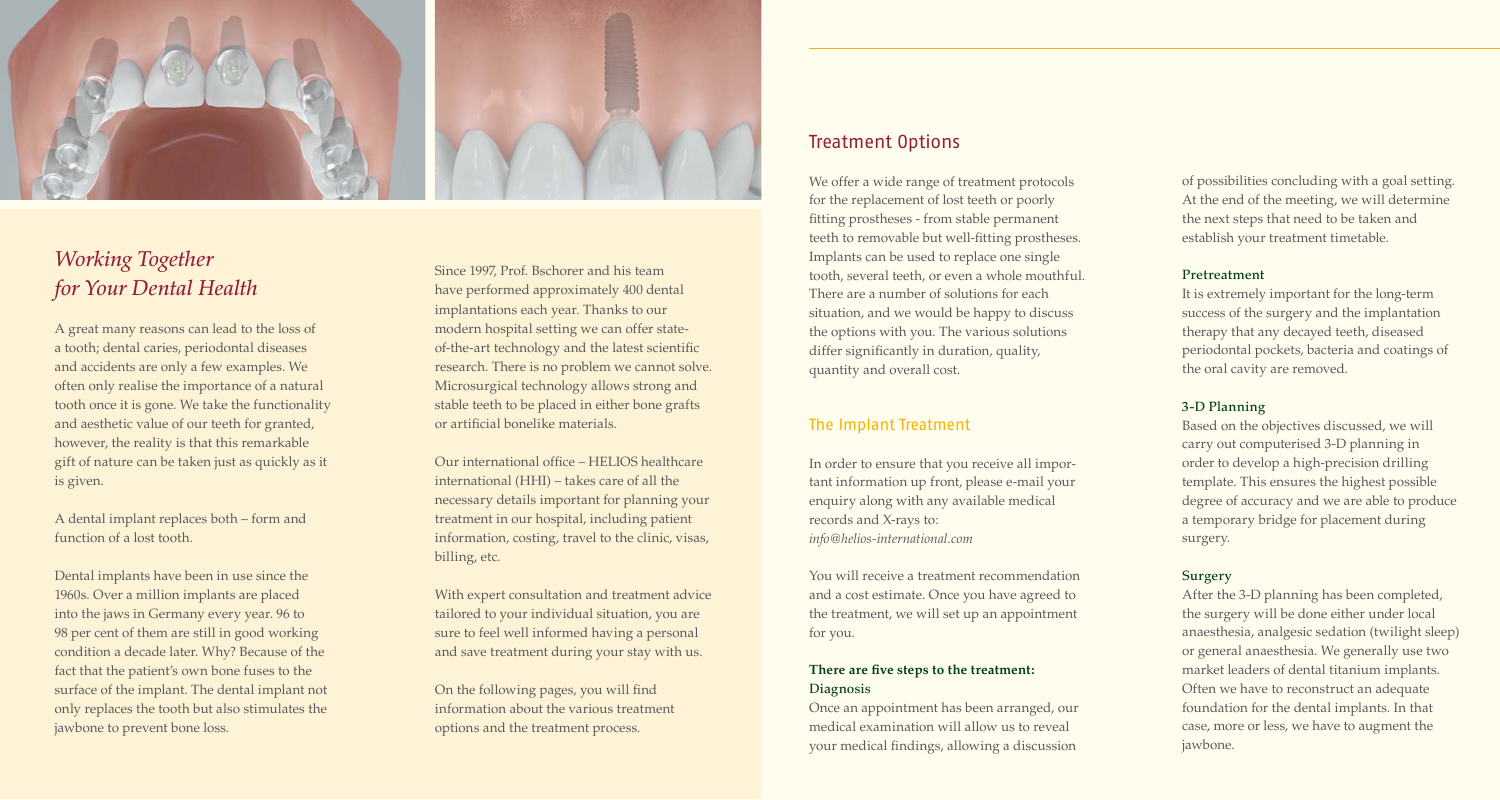## *Working Together for Your Dental Health*

A great many reasons can lead to the loss of a tooth; dental caries, periodontal diseases and accidents are only a few examples. We often only realise the importance of a natural tooth once it is gone. We take the functionality and aesthetic value of our teeth for granted, however, the reality is that this remarkable gift of nature can be taken just as quickly as it is given.

A dental implant replaces both – form and function of a lost tooth.

Dental implants have been in use since the 1960s. Over a million implants are placed into the jaws in Germany every year. 96 to 98 per cent of them are still in good working condition a decade later. Why? Because of the fact that the patient's own bone fuses to the surface of the implant. The dental implant not only replaces the tooth but also stimulates the jawbone to prevent bone loss.

Since 1997, Prof. Bschorer and his team have performed approximately 400 dental implantations each year. Thanks to our modern hospital setting we can offer state-of-the-art technology and the latest scientific research. There is no problem we cannot solve. Microsurgical technology allows strong and stable teeth to be placed in either bone grafts or artificial bonelike materials.

Our international office – HELIOS healthcare international (HHI) – takes care of all the necessary details important for planning your treatment in our hospital, including patient information, costing, travel to the clinic, visas, billing, etc.

With expert consultation and treatment advice tailored to your individual situation, you are sure to feel well informed having a personal and save treatment during your stay with us.

On the following pages, you will find information about the various treatment options and the treatment process.

## Treatment Options

We offer a wide range of treatment protocols for the replacement of lost teeth or poorly fitting prostheses - from stable permanent teeth to removable but well-fitting prostheses. Implants can be used to replace one single tooth, several teeth, or even a whole mouthful. There are a number of solutions for each situation, and we would be happy to discuss the options with you. The various solutions differ significantly in duration, quality, quantity and overall cost.

### The Implant Treatment

In order to ensure that you receive all important information up front, please e-mail your enquiry along with any available medical records and X-rays to:
*info@helios-international.com*

You will receive a treatment recommendation and a cost estimate. Once you have agreed to the treatment, we will set up an appointment for you.

**There are five steps to the treatment:**

#### Diagnosis

Once an appointment has been arranged, our medical examination will allow us to reveal your medical findings, allowing a discussion of possibilities concluding with a goal setting. At the end of the meeting, we will determine the next steps that need to be taken and establish your treatment timetable.

#### Pretreatment

It is extremely important for the long-term success of the surgery and the implantation therapy that any decayed teeth, diseased periodontal pockets, bacteria and coatings of the oral cavity are removed.

#### 3-D Planning

Based on the objectives discussed, we will carry out computerised 3-D planning in order to develop a high-precision drilling template. This ensures the highest possible degree of accuracy and we are able to produce a temporary bridge for placement during surgery.

#### Surgery

After the 3-D planning has been completed, the surgery will be done either under local anaesthesia, analgesic sedation (twilight sleep) or general anaesthesia. We generally use two market leaders of dental titanium implants. Often we have to reconstruct an adequate foundation for the dental implants. In that case, more or less, we have to augment the jawbone.